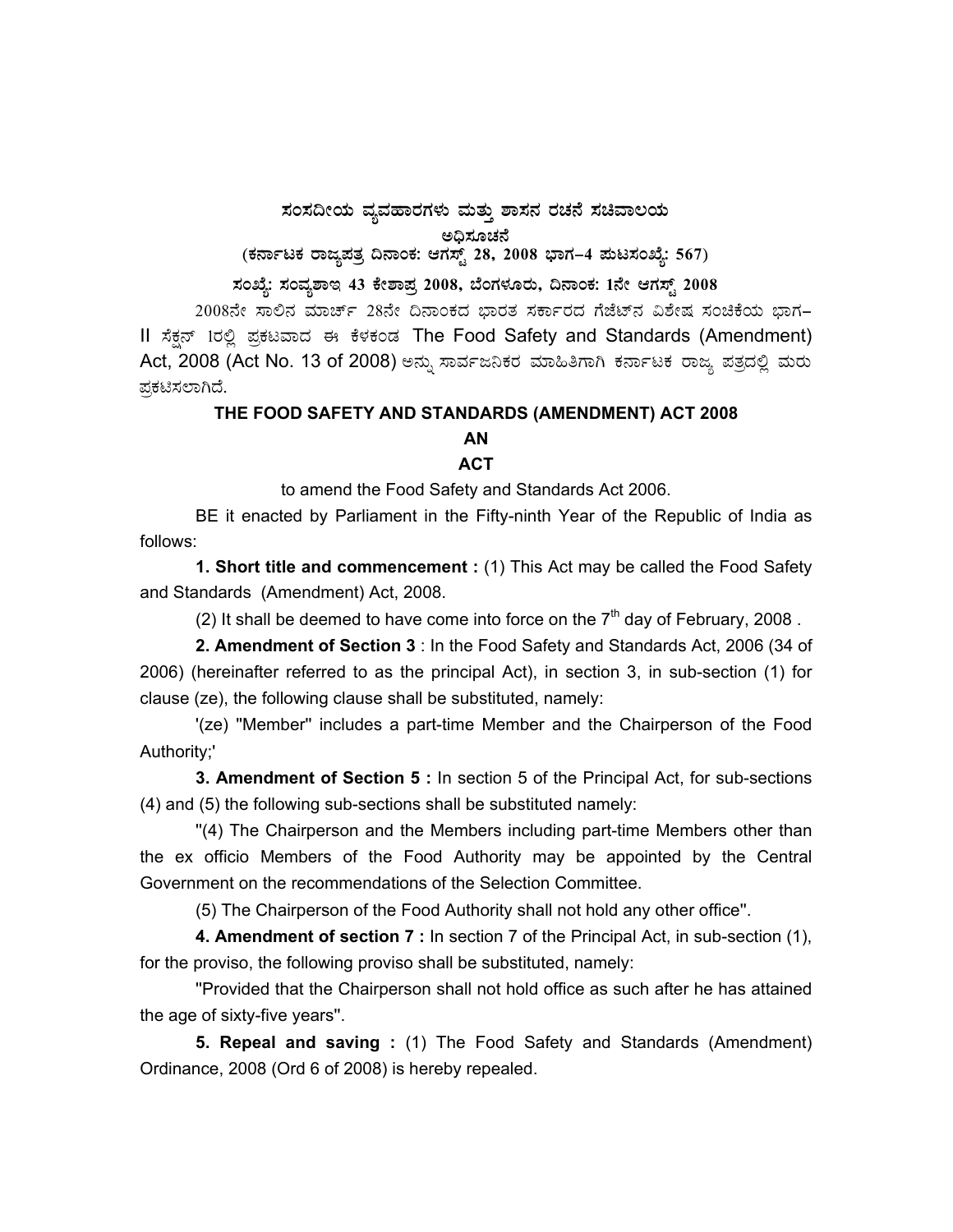# ಸಂಸದೀಯ ವ್ಯವಹಾರಗಳು ಮತ್ತು ಶಾಸನ ರಚನೆ ಸಚಿವಾಲಯ

## ಅಧಿಸೂಚನೆ

**(ಕರ್ನಾಟಕ ರಾಜ್ಯಪತ್ರ ದಿನಾಂಕ: ಆಗಸ್ಟ್ 28, 2008 ಭಾಗ–4 ಪುಟಸಂಖ್ಯೆ: 567)**

**ಸಂಖ್ಯೆ: ಸಂವ್ಯಶಾಇ 43 ಕೇಶಾಪ್ರ 2008, ಬೆಂಗಳೂರು, ದಿನಾಂಕ: 1ನೇ ಆಗಸ್ಟ್ 2008**

2008ನೇ ಸಾಲಿನ ಮಾರ್ಚ್ 28ನೇ ದಿನಾಂಕದ ಭಾರತ ಸರ್ಕಾರದ ಗೆಜೆಟ್‌ನ ವಿಶೇಷ ಸಂಚಿಕೆಯ ಭಾಗ–II ಸೆಕ್ಷನ್ 1ರಲ್ಲಿ ಪ್ರಕಟವಾದ ಈ ಕೆಳಕಂಡ The Food Safety and Standards (Amendment) Act, 2008 (Act No. 13 of 2008) ಅನ್ನು ಸಾರ್ವಜನಿಕರ ಮಾಹಿತಿಗಾಗಿ ಕರ್ನಾಟಕ ರಾಜ್ಯ ಪತ್ರದಲ್ಲಿ ಮರು ಪ್ರಕಟಿಸಲಾಗಿದೆ.

## THE FOOD SAFETY AND STANDARDS (AMENDMENT) ACT 2008

**AN**

**ACT**

to amend the Food Safety and Standards Act 2006.

BE it enacted by Parliament in the Fifty-ninth Year of the Republic of India as follows:

**1. Short title and commencement :** (1) This Act may be called the Food Safety and Standards (Amendment) Act, 2008.

(2) It shall be deemed to have come into force on the 7th day of February, 2008 .

**2. Amendment of Section 3** : In the Food Safety and Standards Act, 2006 (34 of 2006) (hereinafter referred to as the principal Act), in section 3, in sub-section (1) for clause (ze), the following clause shall be substituted, namely:

'(ze) "Member" includes a part-time Member and the Chairperson of the Food Authority;'

**3. Amendment of Section 5 :** In section 5 of the Principal Act, for sub-sections (4) and (5) the following sub-sections shall be substituted namely:

"(4) The Chairperson and the Members including part-time Members other than the ex officio Members of the Food Authority may be appointed by the Central Government on the recommendations of the Selection Committee.

(5) The Chairperson of the Food Authority shall not hold any other office".

**4. Amendment of section 7 :** In section 7 of the Principal Act, in sub-section (1), for the proviso, the following proviso shall be substituted, namely:

"Provided that the Chairperson shall not hold office as such after he has attained the age of sixty-five years".

**5. Repeal and saving :** (1) The Food Safety and Standards (Amendment) Ordinance, 2008 (Ord 6 of 2008) is hereby repealed.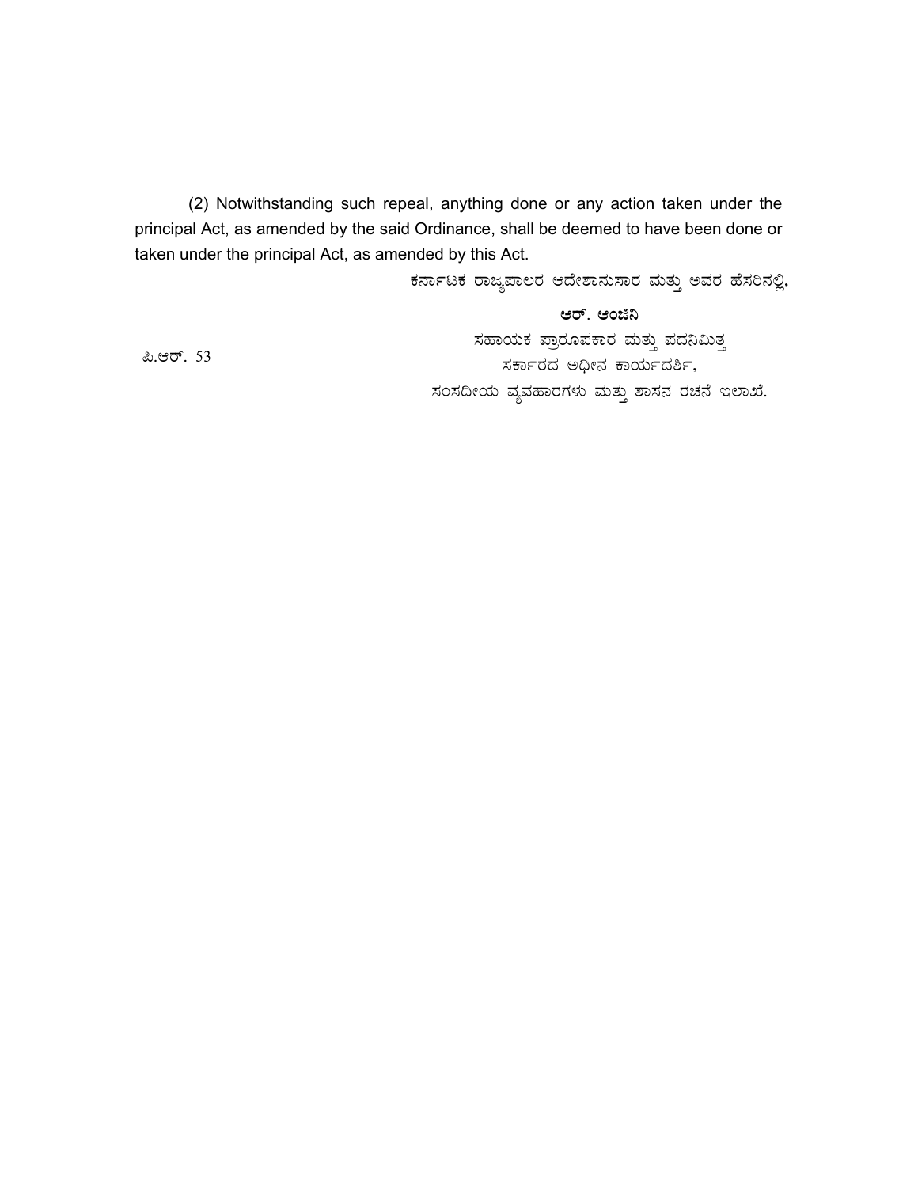(2) Notwithstanding such repeal, anything done or any action taken under the principal Act, as amended by the said Ordinance, shall be deemed to have been done or taken under the principal Act, as amended by this Act.

ಕರ್ನಾಟಕ ರಾಜ್ಯಪಾಲರ ಆದೇಶಾನುಸಾರ ಮತ್ತು ಅವರ ಹೆಸರಿನಲ್ಲಿ,

**ಆರ್. ಆಂಜಿನಿ**

ಸಹಾಯಕ ಪ್ರಾರೂಪಕಾರ ಮತ್ತು ಪದನಿಮಿತ್ತ

ಸರ್ಕಾರದ ಅಧೀನ ಕಾರ್ಯದರ್ಶಿ,

ಸಂಸದೀಯ ವ್ಯವಹಾರಗಳು ಮತ್ತು ಶಾಸನ ರಚನೆ ಇಲಾಖೆ.

ಪಿ.ಆರ್. 53